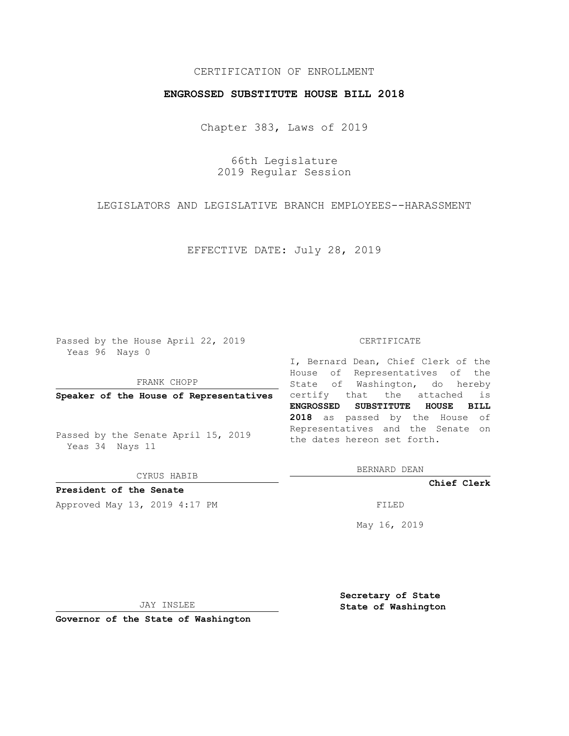CERTIFICATION OF ENROLLMENT

**ENGROSSED SUBSTITUTE HOUSE BILL 2018**

Chapter 383, Laws of 2019

66th Legislature
2019 Regular Session

LEGISLATORS AND LEGISLATIVE BRANCH EMPLOYEES--HARASSMENT

EFFECTIVE DATE: July 28, 2019

Passed by the House April 22, 2019
Yeas 96 Nays 0

FRANK CHOPP

**Speaker of the House of Representatives**

Passed by the Senate April 15, 2019
Yeas 34 Nays 11

CYRUS HABIB

**President of the Senate**

Approved May 13, 2019 4:17 PM

JAY INSLEE

**Governor of the State of Washington**

CERTIFICATE

I, Bernard Dean, Chief Clerk of the House of Representatives of the State of Washington, do hereby certify that the attached is **ENGROSSED SUBSTITUTE HOUSE BILL 2018** as passed by the House of Representatives and the Senate on the dates hereon set forth.

BERNARD DEAN

**Chief Clerk**

FILED

May 16, 2019

**Secretary of State**
**State of Washington**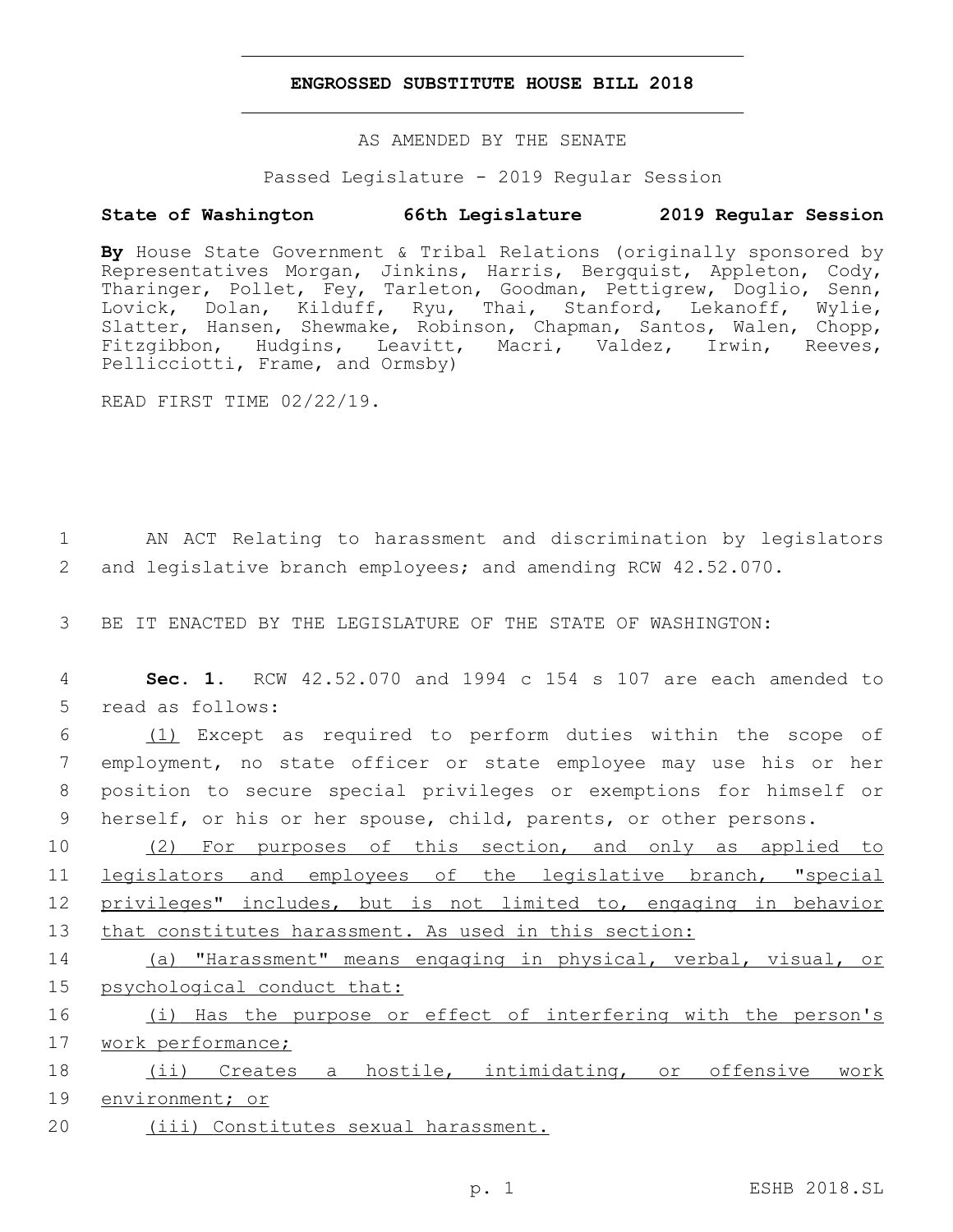# ENGROSSED SUBSTITUTE HOUSE BILL 2018

AS AMENDED BY THE SENATE

Passed Legislature - 2019 Regular Session

**State of Washington 66th Legislature 2019 Regular Session**

**By** House State Government & Tribal Relations (originally sponsored by Representatives Morgan, Jinkins, Harris, Bergquist, Appleton, Cody, Tharinger, Pollet, Fey, Tarleton, Goodman, Pettigrew, Doglio, Senn, Lovick, Dolan, Kilduff, Ryu, Thai, Stanford, Lekanoff, Wylie, Slatter, Hansen, Shewmake, Robinson, Chapman, Santos, Walen, Chopp, Fitzgibbon, Hudgins, Leavitt, Macri, Valdez, Irwin, Reeves, Pellicciotti, Frame, and Ormsby)

READ FIRST TIME 02/22/19.

1 AN ACT Relating to harassment and discrimination by legislators
2 and legislative branch employees; and amending RCW 42.52.070.

3 BE IT ENACTED BY THE LEGISLATURE OF THE STATE OF WASHINGTON:

4 **Sec. 1.** RCW 42.52.070 and 1994 c 154 s 107 are each amended to
5 read as follows:

6 (1) Except as required to perform duties within the scope of
7 employment, no state officer or state employee may use his or her
8 position to secure special privileges or exemptions for himself or
9 herself, or his or her spouse, child, parents, or other persons.

10 (2) For purposes of this section, and only as applied to
11 legislators and employees of the legislative branch, "special
12 privileges" includes, but is not limited to, engaging in behavior
13 that constitutes harassment. As used in this section:

14 (a) "Harassment" means engaging in physical, verbal, visual, or
15 psychological conduct that:

16 (i) Has the purpose or effect of interfering with the person's
17 work performance;

18 (ii) Creates a hostile, intimidating, or offensive work
19 environment; or

20 (iii) Constitutes sexual harassment.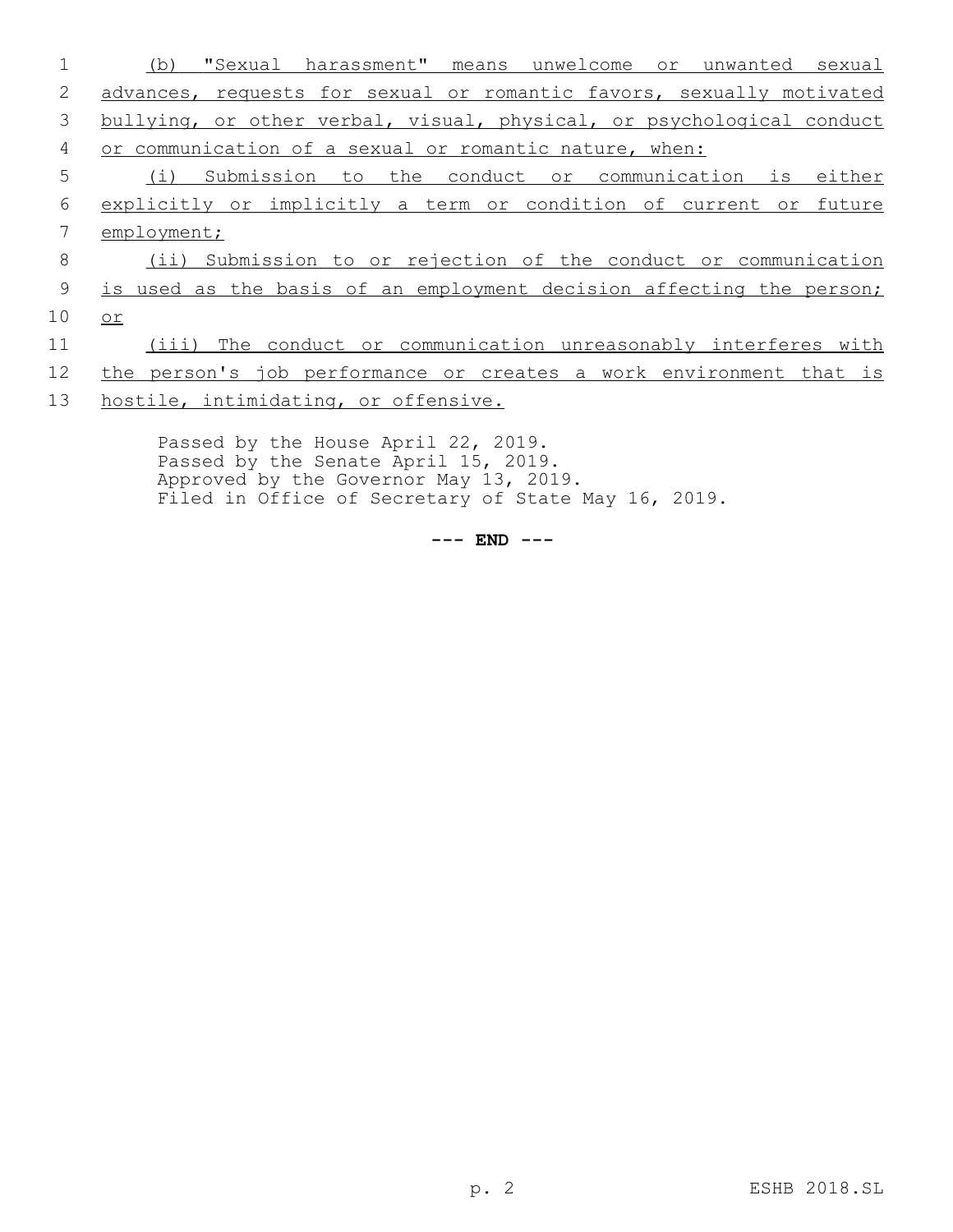(b) "Sexual harassment" means unwelcome or unwanted sexual advances, requests for sexual or romantic favors, sexually motivated bullying, or other verbal, visual, physical, or psychological conduct or communication of a sexual or romantic nature, when:

(i) Submission to the conduct or communication is either explicitly or implicitly a term or condition of current or future employment;

(ii) Submission to or rejection of the conduct or communication is used as the basis of an employment decision affecting the person; or

(iii) The conduct or communication unreasonably interferes with the person's job performance or creates a work environment that is hostile, intimidating, or offensive.

Passed by the House April 22, 2019.
Passed by the Senate April 15, 2019.
Approved by the Governor May 13, 2019.
Filed in Office of Secretary of State May 16, 2019.

**--- END ---**